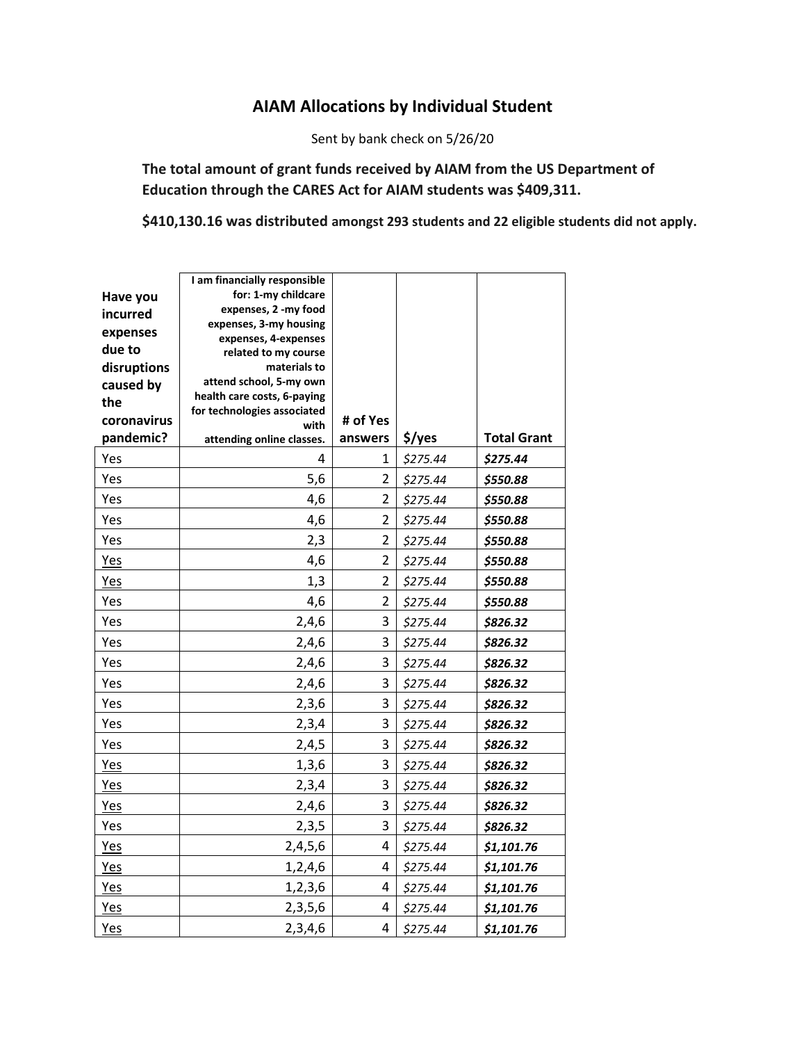# AIAM Allocations by Individual Student

Sent by bank check on 5/26/20

**The total amount of grant funds received by AIAM from the US Department of Education through the CARES Act for AIAM students was $409,311.**

**$410,130.16 was distributed amongst 293 students and 22 eligible students did not apply.**

| Have you incurred expenses due to disruptions caused by the coronavirus pandemic? | I am financially responsible for: 1-my childcare expenses, 2 -my food expenses, 3-my housing expenses, 4-expenses related to my course materials to attend school, 5-my own health care costs, 6-paying for technologies associated with attending online classes. | # of Yes answers | $/yes | Total Grant |
|---|---|---|---|---|
| Yes | 4 | 1 | *$275.44* | ***$275.44*** |
| Yes | 5,6 | 2 | *$275.44* | ***$550.88*** |
| Yes | 4,6 | 2 | *$275.44* | ***$550.88*** |
| Yes | 4,6 | 2 | *$275.44* | ***$550.88*** |
| Yes | 2,3 | 2 | *$275.44* | ***$550.88*** |
| Yes | 4,6 | 2 | *$275.44* | ***$550.88*** |
| Yes | 1,3 | 2 | *$275.44* | ***$550.88*** |
| Yes | 4,6 | 2 | *$275.44* | ***$550.88*** |
| Yes | 2,4,6 | 3 | *$275.44* | ***$826.32*** |
| Yes | 2,4,6 | 3 | *$275.44* | ***$826.32*** |
| Yes | 2,4,6 | 3 | *$275.44* | ***$826.32*** |
| Yes | 2,4,6 | 3 | *$275.44* | ***$826.32*** |
| Yes | 2,3,6 | 3 | *$275.44* | ***$826.32*** |
| Yes | 2,3,4 | 3 | *$275.44* | ***$826.32*** |
| Yes | 2,4,5 | 3 | *$275.44* | ***$826.32*** |
| Yes | 1,3,6 | 3 | *$275.44* | ***$826.32*** |
| Yes | 2,3,4 | 3 | *$275.44* | ***$826.32*** |
| Yes | 2,4,6 | 3 | *$275.44* | ***$826.32*** |
| Yes | 2,3,5 | 3 | *$275.44* | ***$826.32*** |
| Yes | 2,4,5,6 | 4 | *$275.44* | ***$1,101.76*** |
| Yes | 1,2,4,6 | 4 | *$275.44* | ***$1,101.76*** |
| Yes | 1,2,3,6 | 4 | *$275.44* | ***$1,101.76*** |
| Yes | 2,3,5,6 | 4 | *$275.44* | ***$1,101.76*** |
| Yes | 2,3,4,6 | 4 | *$275.44* | ***$1,101.76*** |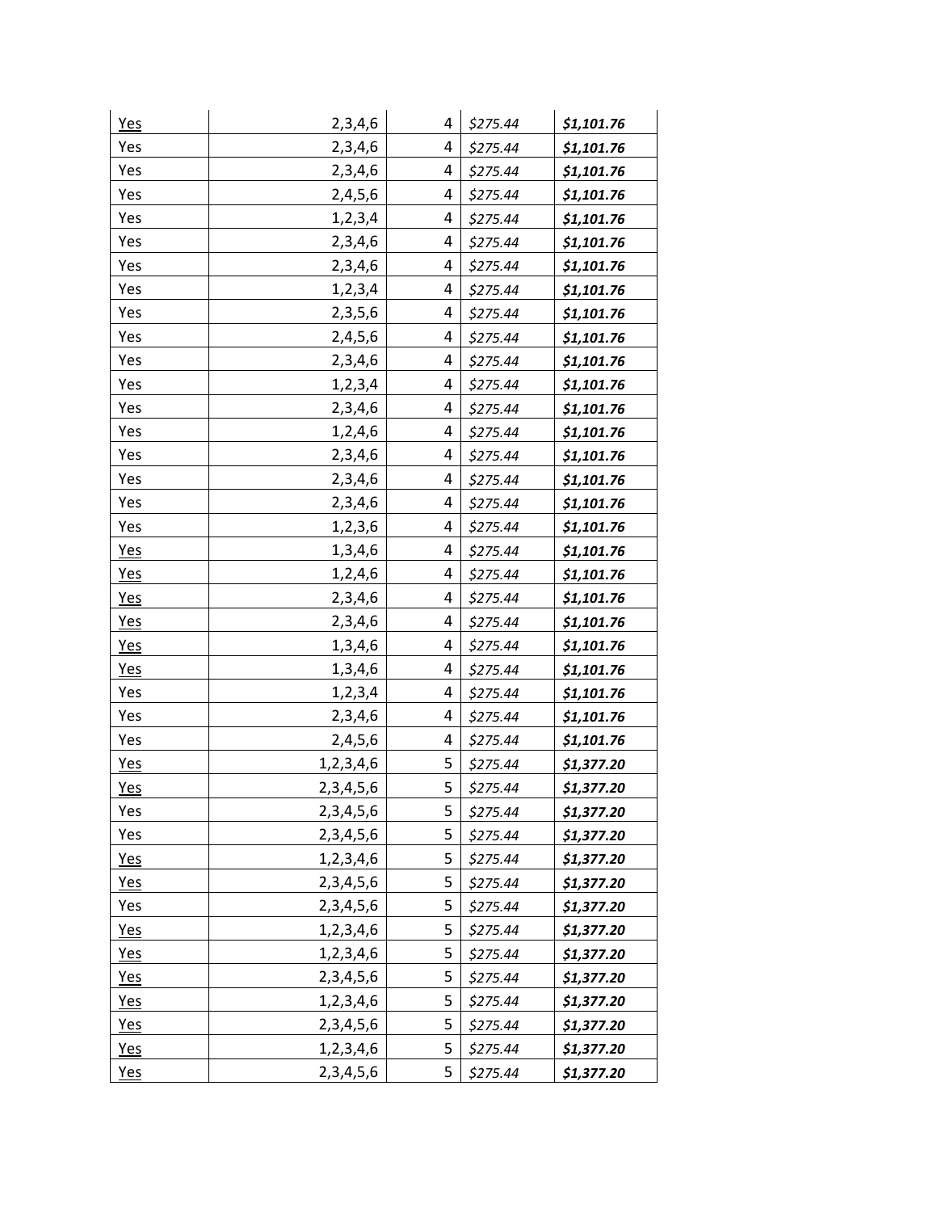| | | | | |
|---|---|---|---|---|
| Yes | 2,3,4,6 | 4 | *$275.44* | ***$1,101.76*** |
| Yes | 2,3,4,6 | 4 | *$275.44* | ***$1,101.76*** |
| Yes | 2,3,4,6 | 4 | *$275.44* | ***$1,101.76*** |
| Yes | 2,4,5,6 | 4 | *$275.44* | ***$1,101.76*** |
| Yes | 1,2,3,4 | 4 | *$275.44* | ***$1,101.76*** |
| Yes | 2,3,4,6 | 4 | *$275.44* | ***$1,101.76*** |
| Yes | 2,3,4,6 | 4 | *$275.44* | ***$1,101.76*** |
| Yes | 1,2,3,4 | 4 | *$275.44* | ***$1,101.76*** |
| Yes | 2,3,5,6 | 4 | *$275.44* | ***$1,101.76*** |
| Yes | 2,4,5,6 | 4 | *$275.44* | ***$1,101.76*** |
| Yes | 2,3,4,6 | 4 | *$275.44* | ***$1,101.76*** |
| Yes | 1,2,3,4 | 4 | *$275.44* | ***$1,101.76*** |
| Yes | 2,3,4,6 | 4 | *$275.44* | ***$1,101.76*** |
| Yes | 1,2,4,6 | 4 | *$275.44* | ***$1,101.76*** |
| Yes | 2,3,4,6 | 4 | *$275.44* | ***$1,101.76*** |
| Yes | 2,3,4,6 | 4 | *$275.44* | ***$1,101.76*** |
| Yes | 2,3,4,6 | 4 | *$275.44* | ***$1,101.76*** |
| Yes | 1,2,3,6 | 4 | *$275.44* | ***$1,101.76*** |
| Yes | 1,3,4,6 | 4 | *$275.44* | ***$1,101.76*** |
| Yes | 1,2,4,6 | 4 | *$275.44* | ***$1,101.76*** |
| Yes | 2,3,4,6 | 4 | *$275.44* | ***$1,101.76*** |
| Yes | 2,3,4,6 | 4 | *$275.44* | ***$1,101.76*** |
| Yes | 1,3,4,6 | 4 | *$275.44* | ***$1,101.76*** |
| Yes | 1,3,4,6 | 4 | *$275.44* | ***$1,101.76*** |
| Yes | 1,2,3,4 | 4 | *$275.44* | ***$1,101.76*** |
| Yes | 2,3,4,6 | 4 | *$275.44* | ***$1,101.76*** |
| Yes | 2,4,5,6 | 4 | *$275.44* | ***$1,101.76*** |
| Yes | 1,2,3,4,6 | 5 | *$275.44* | ***$1,377.20*** |
| Yes | 2,3,4,5,6 | 5 | *$275.44* | ***$1,377.20*** |
| Yes | 2,3,4,5,6 | 5 | *$275.44* | ***$1,377.20*** |
| Yes | 2,3,4,5,6 | 5 | *$275.44* | ***$1,377.20*** |
| Yes | 1,2,3,4,6 | 5 | *$275.44* | ***$1,377.20*** |
| Yes | 2,3,4,5,6 | 5 | *$275.44* | ***$1,377.20*** |
| Yes | 2,3,4,5,6 | 5 | *$275.44* | ***$1,377.20*** |
| Yes | 1,2,3,4,6 | 5 | *$275.44* | ***$1,377.20*** |
| Yes | 1,2,3,4,6 | 5 | *$275.44* | ***$1,377.20*** |
| Yes | 2,3,4,5,6 | 5 | *$275.44* | ***$1,377.20*** |
| Yes | 1,2,3,4,6 | 5 | *$275.44* | ***$1,377.20*** |
| Yes | 2,3,4,5,6 | 5 | *$275.44* | ***$1,377.20*** |
| Yes | 1,2,3,4,6 | 5 | *$275.44* | ***$1,377.20*** |
| Yes | 2,3,4,5,6 | 5 | *$275.44* | ***$1,377.20*** |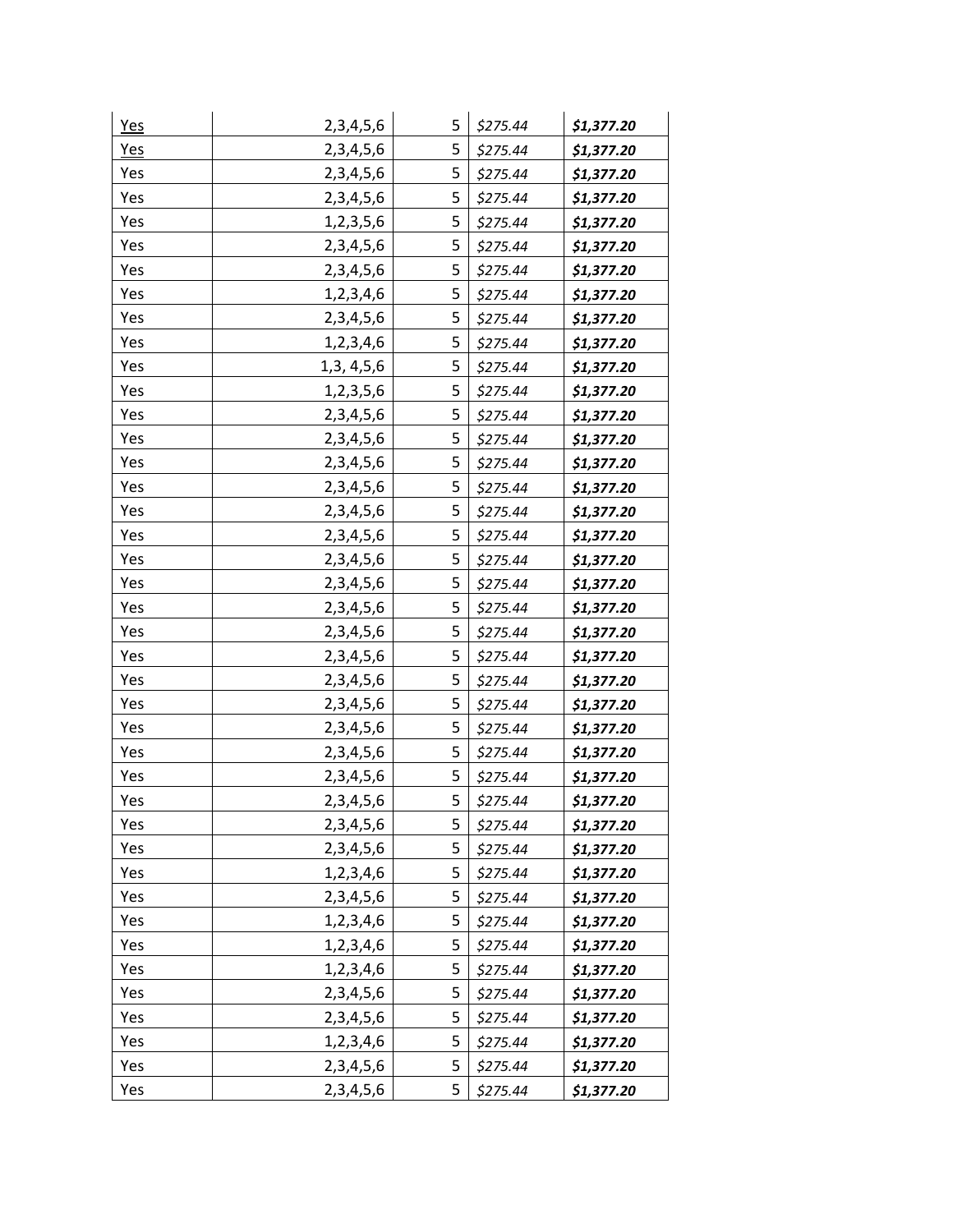| | | | | |
|---|---|---|---|---|
| Yes | 2,3,4,5,6 | 5 | *$275.44* | ***$1,377.20*** |
| Yes | 2,3,4,5,6 | 5 | *$275.44* | ***$1,377.20*** |
| Yes | 2,3,4,5,6 | 5 | *$275.44* | ***$1,377.20*** |
| Yes | 2,3,4,5,6 | 5 | *$275.44* | ***$1,377.20*** |
| Yes | 1,2,3,5,6 | 5 | *$275.44* | ***$1,377.20*** |
| Yes | 2,3,4,5,6 | 5 | *$275.44* | ***$1,377.20*** |
| Yes | 2,3,4,5,6 | 5 | *$275.44* | ***$1,377.20*** |
| Yes | 1,2,3,4,6 | 5 | *$275.44* | ***$1,377.20*** |
| Yes | 2,3,4,5,6 | 5 | *$275.44* | ***$1,377.20*** |
| Yes | 1,2,3,4,6 | 5 | *$275.44* | ***$1,377.20*** |
| Yes | 1,3, 4,5,6 | 5 | *$275.44* | ***$1,377.20*** |
| Yes | 1,2,3,5,6 | 5 | *$275.44* | ***$1,377.20*** |
| Yes | 2,3,4,5,6 | 5 | *$275.44* | ***$1,377.20*** |
| Yes | 2,3,4,5,6 | 5 | *$275.44* | ***$1,377.20*** |
| Yes | 2,3,4,5,6 | 5 | *$275.44* | ***$1,377.20*** |
| Yes | 2,3,4,5,6 | 5 | *$275.44* | ***$1,377.20*** |
| Yes | 2,3,4,5,6 | 5 | *$275.44* | ***$1,377.20*** |
| Yes | 2,3,4,5,6 | 5 | *$275.44* | ***$1,377.20*** |
| Yes | 2,3,4,5,6 | 5 | *$275.44* | ***$1,377.20*** |
| Yes | 2,3,4,5,6 | 5 | *$275.44* | ***$1,377.20*** |
| Yes | 2,3,4,5,6 | 5 | *$275.44* | ***$1,377.20*** |
| Yes | 2,3,4,5,6 | 5 | *$275.44* | ***$1,377.20*** |
| Yes | 2,3,4,5,6 | 5 | *$275.44* | ***$1,377.20*** |
| Yes | 2,3,4,5,6 | 5 | *$275.44* | ***$1,377.20*** |
| Yes | 2,3,4,5,6 | 5 | *$275.44* | ***$1,377.20*** |
| Yes | 2,3,4,5,6 | 5 | *$275.44* | ***$1,377.20*** |
| Yes | 2,3,4,5,6 | 5 | *$275.44* | ***$1,377.20*** |
| Yes | 2,3,4,5,6 | 5 | *$275.44* | ***$1,377.20*** |
| Yes | 2,3,4,5,6 | 5 | *$275.44* | ***$1,377.20*** |
| Yes | 2,3,4,5,6 | 5 | *$275.44* | ***$1,377.20*** |
| Yes | 2,3,4,5,6 | 5 | *$275.44* | ***$1,377.20*** |
| Yes | 1,2,3,4,6 | 5 | *$275.44* | ***$1,377.20*** |
| Yes | 2,3,4,5,6 | 5 | *$275.44* | ***$1,377.20*** |
| Yes | 1,2,3,4,6 | 5 | *$275.44* | ***$1,377.20*** |
| Yes | 1,2,3,4,6 | 5 | *$275.44* | ***$1,377.20*** |
| Yes | 1,2,3,4,6 | 5 | *$275.44* | ***$1,377.20*** |
| Yes | 2,3,4,5,6 | 5 | *$275.44* | ***$1,377.20*** |
| Yes | 2,3,4,5,6 | 5 | *$275.44* | ***$1,377.20*** |
| Yes | 1,2,3,4,6 | 5 | *$275.44* | ***$1,377.20*** |
| Yes | 2,3,4,5,6 | 5 | *$275.44* | ***$1,377.20*** |
| Yes | 2,3,4,5,6 | 5 | *$275.44* | ***$1,377.20*** |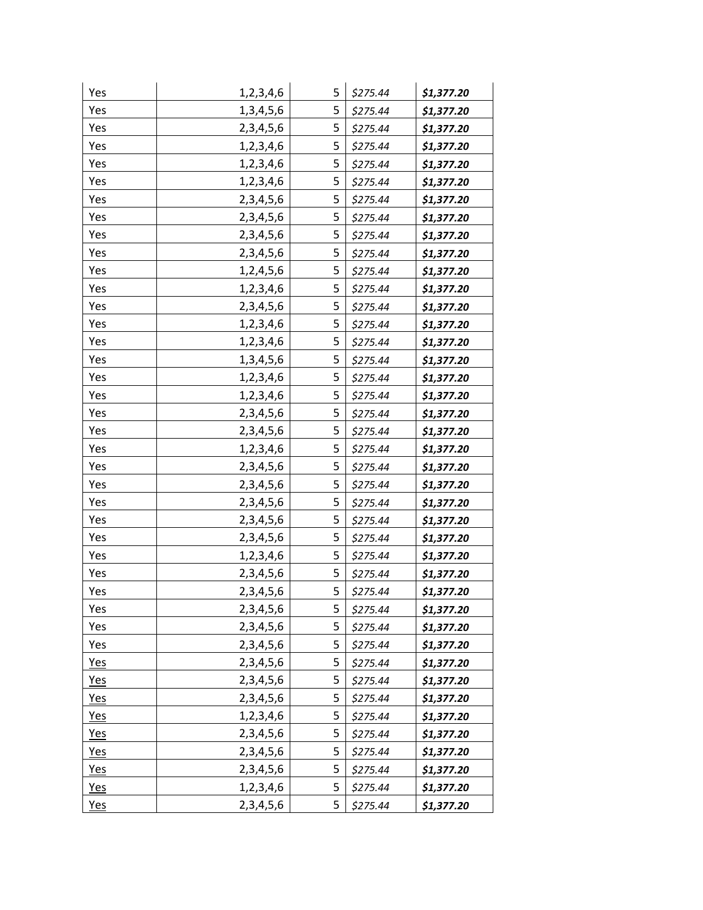| Yes | 1,2,3,4,6 | 5 | *$275.44* | ***$1,377.20*** |
|---|---:|---:|---|---|
| Yes | 1,3,4,5,6 | 5 | *$275.44* | ***$1,377.20*** |
| Yes | 2,3,4,5,6 | 5 | *$275.44* | ***$1,377.20*** |
| Yes | 1,2,3,4,6 | 5 | *$275.44* | ***$1,377.20*** |
| Yes | 1,2,3,4,6 | 5 | *$275.44* | ***$1,377.20*** |
| Yes | 1,2,3,4,6 | 5 | *$275.44* | ***$1,377.20*** |
| Yes | 2,3,4,5,6 | 5 | *$275.44* | ***$1,377.20*** |
| Yes | 2,3,4,5,6 | 5 | *$275.44* | ***$1,377.20*** |
| Yes | 2,3,4,5,6 | 5 | *$275.44* | ***$1,377.20*** |
| Yes | 2,3,4,5,6 | 5 | *$275.44* | ***$1,377.20*** |
| Yes | 1,2,4,5,6 | 5 | *$275.44* | ***$1,377.20*** |
| Yes | 1,2,3,4,6 | 5 | *$275.44* | ***$1,377.20*** |
| Yes | 2,3,4,5,6 | 5 | *$275.44* | ***$1,377.20*** |
| Yes | 1,2,3,4,6 | 5 | *$275.44* | ***$1,377.20*** |
| Yes | 1,2,3,4,6 | 5 | *$275.44* | ***$1,377.20*** |
| Yes | 1,3,4,5,6 | 5 | *$275.44* | ***$1,377.20*** |
| Yes | 1,2,3,4,6 | 5 | *$275.44* | ***$1,377.20*** |
| Yes | 1,2,3,4,6 | 5 | *$275.44* | ***$1,377.20*** |
| Yes | 2,3,4,5,6 | 5 | *$275.44* | ***$1,377.20*** |
| Yes | 2,3,4,5,6 | 5 | *$275.44* | ***$1,377.20*** |
| Yes | 1,2,3,4,6 | 5 | *$275.44* | ***$1,377.20*** |
| Yes | 2,3,4,5,6 | 5 | *$275.44* | ***$1,377.20*** |
| Yes | 2,3,4,5,6 | 5 | *$275.44* | ***$1,377.20*** |
| Yes | 2,3,4,5,6 | 5 | *$275.44* | ***$1,377.20*** |
| Yes | 2,3,4,5,6 | 5 | *$275.44* | ***$1,377.20*** |
| Yes | 2,3,4,5,6 | 5 | *$275.44* | ***$1,377.20*** |
| Yes | 1,2,3,4,6 | 5 | *$275.44* | ***$1,377.20*** |
| Yes | 2,3,4,5,6 | 5 | *$275.44* | ***$1,377.20*** |
| Yes | 2,3,4,5,6 | 5 | *$275.44* | ***$1,377.20*** |
| Yes | 2,3,4,5,6 | 5 | *$275.44* | ***$1,377.20*** |
| Yes | 2,3,4,5,6 | 5 | *$275.44* | ***$1,377.20*** |
| Yes | 2,3,4,5,6 | 5 | *$275.44* | ***$1,377.20*** |
| Yes | 2,3,4,5,6 | 5 | *$275.44* | ***$1,377.20*** |
| Yes | 2,3,4,5,6 | 5 | *$275.44* | ***$1,377.20*** |
| Yes | 2,3,4,5,6 | 5 | *$275.44* | ***$1,377.20*** |
| Yes | 1,2,3,4,6 | 5 | *$275.44* | ***$1,377.20*** |
| Yes | 2,3,4,5,6 | 5 | *$275.44* | ***$1,377.20*** |
| Yes | 2,3,4,5,6 | 5 | *$275.44* | ***$1,377.20*** |
| Yes | 2,3,4,5,6 | 5 | *$275.44* | ***$1,377.20*** |
| Yes | 1,2,3,4,6 | 5 | *$275.44* | ***$1,377.20*** |
| Yes | 2,3,4,5,6 | 5 | *$275.44* | ***$1,377.20*** |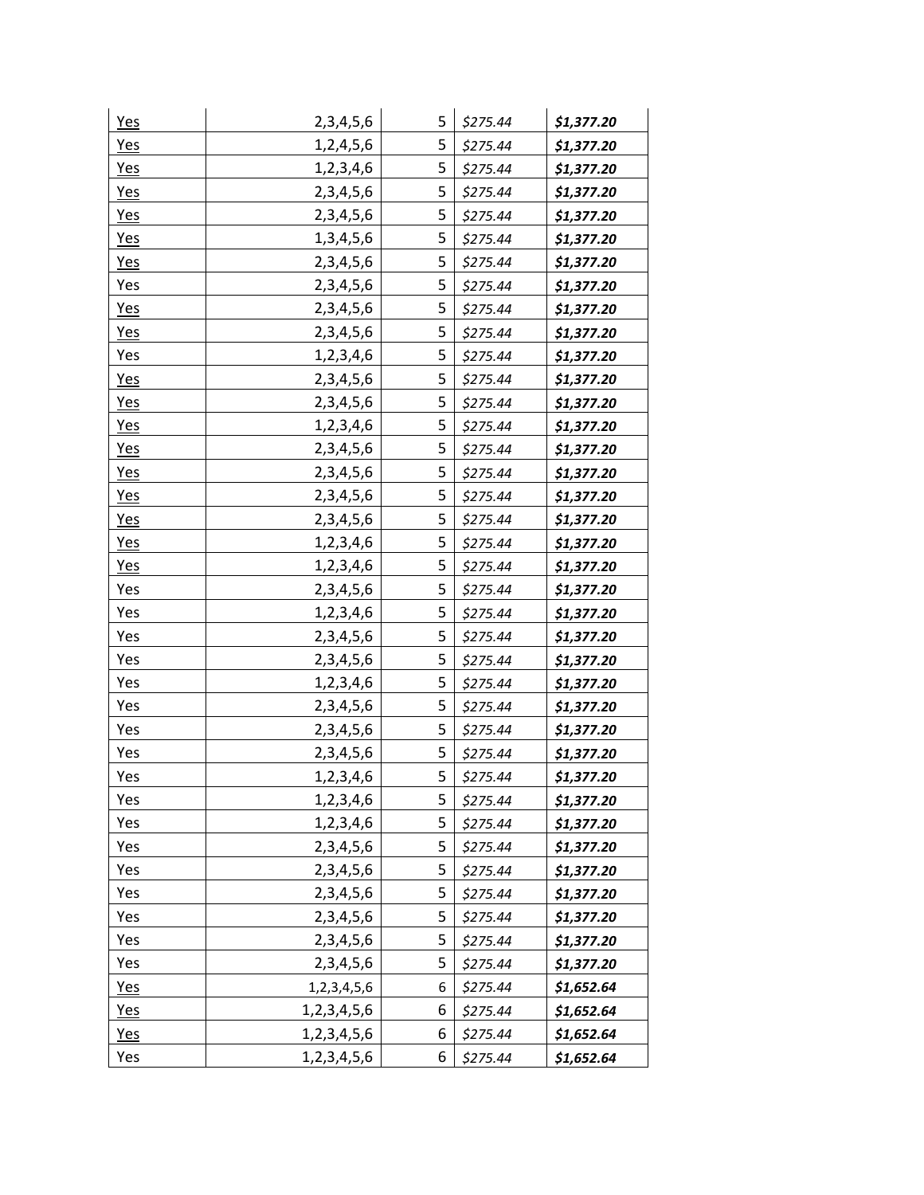| | | | | |
|---|---|---|---|---|
| Yes | 2,3,4,5,6 | 5 | *$275.44* | ***$1,377.20*** |
| Yes | 1,2,4,5,6 | 5 | *$275.44* | ***$1,377.20*** |
| Yes | 1,2,3,4,6 | 5 | *$275.44* | ***$1,377.20*** |
| Yes | 2,3,4,5,6 | 5 | *$275.44* | ***$1,377.20*** |
| Yes | 2,3,4,5,6 | 5 | *$275.44* | ***$1,377.20*** |
| Yes | 1,3,4,5,6 | 5 | *$275.44* | ***$1,377.20*** |
| Yes | 2,3,4,5,6 | 5 | *$275.44* | ***$1,377.20*** |
| Yes | 2,3,4,5,6 | 5 | *$275.44* | ***$1,377.20*** |
| Yes | 2,3,4,5,6 | 5 | *$275.44* | ***$1,377.20*** |
| Yes | 2,3,4,5,6 | 5 | *$275.44* | ***$1,377.20*** |
| Yes | 1,2,3,4,6 | 5 | *$275.44* | ***$1,377.20*** |
| Yes | 2,3,4,5,6 | 5 | *$275.44* | ***$1,377.20*** |
| Yes | 2,3,4,5,6 | 5 | *$275.44* | ***$1,377.20*** |
| Yes | 1,2,3,4,6 | 5 | *$275.44* | ***$1,377.20*** |
| Yes | 2,3,4,5,6 | 5 | *$275.44* | ***$1,377.20*** |
| Yes | 2,3,4,5,6 | 5 | *$275.44* | ***$1,377.20*** |
| Yes | 2,3,4,5,6 | 5 | *$275.44* | ***$1,377.20*** |
| Yes | 2,3,4,5,6 | 5 | *$275.44* | ***$1,377.20*** |
| Yes | 1,2,3,4,6 | 5 | *$275.44* | ***$1,377.20*** |
| Yes | 1,2,3,4,6 | 5 | *$275.44* | ***$1,377.20*** |
| Yes | 2,3,4,5,6 | 5 | *$275.44* | ***$1,377.20*** |
| Yes | 1,2,3,4,6 | 5 | *$275.44* | ***$1,377.20*** |
| Yes | 2,3,4,5,6 | 5 | *$275.44* | ***$1,377.20*** |
| Yes | 2,3,4,5,6 | 5 | *$275.44* | ***$1,377.20*** |
| Yes | 1,2,3,4,6 | 5 | *$275.44* | ***$1,377.20*** |
| Yes | 2,3,4,5,6 | 5 | *$275.44* | ***$1,377.20*** |
| Yes | 2,3,4,5,6 | 5 | *$275.44* | ***$1,377.20*** |
| Yes | 2,3,4,5,6 | 5 | *$275.44* | ***$1,377.20*** |
| Yes | 1,2,3,4,6 | 5 | *$275.44* | ***$1,377.20*** |
| Yes | 1,2,3,4,6 | 5 | *$275.44* | ***$1,377.20*** |
| Yes | 1,2,3,4,6 | 5 | *$275.44* | ***$1,377.20*** |
| Yes | 2,3,4,5,6 | 5 | *$275.44* | ***$1,377.20*** |
| Yes | 2,3,4,5,6 | 5 | *$275.44* | ***$1,377.20*** |
| Yes | 2,3,4,5,6 | 5 | *$275.44* | ***$1,377.20*** |
| Yes | 2,3,4,5,6 | 5 | *$275.44* | ***$1,377.20*** |
| Yes | 2,3,4,5,6 | 5 | *$275.44* | ***$1,377.20*** |
| Yes | 2,3,4,5,6 | 5 | *$275.44* | ***$1,377.20*** |
| Yes | 1,2,3,4,5,6 | 6 | *$275.44* | ***$1,652.64*** |
| Yes | 1,2,3,4,5,6 | 6 | *$275.44* | ***$1,652.64*** |
| Yes | 1,2,3,4,5,6 | 6 | *$275.44* | ***$1,652.64*** |
| Yes | 1,2,3,4,5,6 | 6 | *$275.44* | ***$1,652.64*** |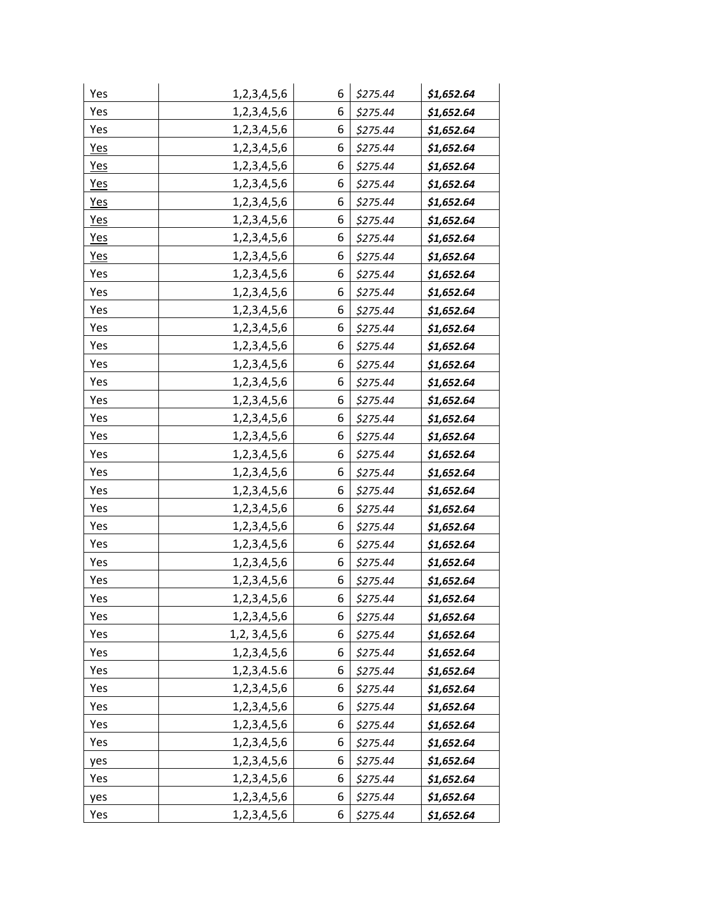| | | | | |
|---|---|---|---|---|
| Yes | 1,2,3,4,5,6 | 6 | *$275.44* | ***$1,652.64*** |
| Yes | 1,2,3,4,5,6 | 6 | *$275.44* | ***$1,652.64*** |
| Yes | 1,2,3,4,5,6 | 6 | *$275.44* | ***$1,652.64*** |
| Yes | 1,2,3,4,5,6 | 6 | *$275.44* | ***$1,652.64*** |
| Yes | 1,2,3,4,5,6 | 6 | *$275.44* | ***$1,652.64*** |
| Yes | 1,2,3,4,5,6 | 6 | *$275.44* | ***$1,652.64*** |
| Yes | 1,2,3,4,5,6 | 6 | *$275.44* | ***$1,652.64*** |
| Yes | 1,2,3,4,5,6 | 6 | *$275.44* | ***$1,652.64*** |
| Yes | 1,2,3,4,5,6 | 6 | *$275.44* | ***$1,652.64*** |
| Yes | 1,2,3,4,5,6 | 6 | *$275.44* | ***$1,652.64*** |
| Yes | 1,2,3,4,5,6 | 6 | *$275.44* | ***$1,652.64*** |
| Yes | 1,2,3,4,5,6 | 6 | *$275.44* | ***$1,652.64*** |
| Yes | 1,2,3,4,5,6 | 6 | *$275.44* | ***$1,652.64*** |
| Yes | 1,2,3,4,5,6 | 6 | *$275.44* | ***$1,652.64*** |
| Yes | 1,2,3,4,5,6 | 6 | *$275.44* | ***$1,652.64*** |
| Yes | 1,2,3,4,5,6 | 6 | *$275.44* | ***$1,652.64*** |
| Yes | 1,2,3,4,5,6 | 6 | *$275.44* | ***$1,652.64*** |
| Yes | 1,2,3,4,5,6 | 6 | *$275.44* | ***$1,652.64*** |
| Yes | 1,2,3,4,5,6 | 6 | *$275.44* | ***$1,652.64*** |
| Yes | 1,2,3,4,5,6 | 6 | *$275.44* | ***$1,652.64*** |
| Yes | 1,2,3,4,5,6 | 6 | *$275.44* | ***$1,652.64*** |
| Yes | 1,2,3,4,5,6 | 6 | *$275.44* | ***$1,652.64*** |
| Yes | 1,2,3,4,5,6 | 6 | *$275.44* | ***$1,652.64*** |
| Yes | 1,2,3,4,5,6 | 6 | *$275.44* | ***$1,652.64*** |
| Yes | 1,2,3,4,5,6 | 6 | *$275.44* | ***$1,652.64*** |
| Yes | 1,2,3,4,5,6 | 6 | *$275.44* | ***$1,652.64*** |
| Yes | 1,2,3,4,5,6 | 6 | *$275.44* | ***$1,652.64*** |
| Yes | 1,2,3,4,5,6 | 6 | *$275.44* | ***$1,652.64*** |
| Yes | 1,2,3,4,5,6 | 6 | *$275.44* | ***$1,652.64*** |
| Yes | 1,2,3,4,5,6 | 6 | *$275.44* | ***$1,652.64*** |
| Yes | 1,2, 3,4,5,6 | 6 | *$275.44* | ***$1,652.64*** |
| Yes | 1,2,3,4,5,6 | 6 | *$275.44* | ***$1,652.64*** |
| Yes | 1,2,3,4.5.6 | 6 | *$275.44* | ***$1,652.64*** |
| Yes | 1,2,3,4,5,6 | 6 | *$275.44* | ***$1,652.64*** |
| Yes | 1,2,3,4,5,6 | 6 | *$275.44* | ***$1,652.64*** |
| Yes | 1,2,3,4,5,6 | 6 | *$275.44* | ***$1,652.64*** |
| Yes | 1,2,3,4,5,6 | 6 | *$275.44* | ***$1,652.64*** |
| yes | 1,2,3,4,5,6 | 6 | *$275.44* | ***$1,652.64*** |
| Yes | 1,2,3,4,5,6 | 6 | *$275.44* | ***$1,652.64*** |
| yes | 1,2,3,4,5,6 | 6 | *$275.44* | ***$1,652.64*** |
| Yes | 1,2,3,4,5,6 | 6 | *$275.44* | ***$1,652.64*** |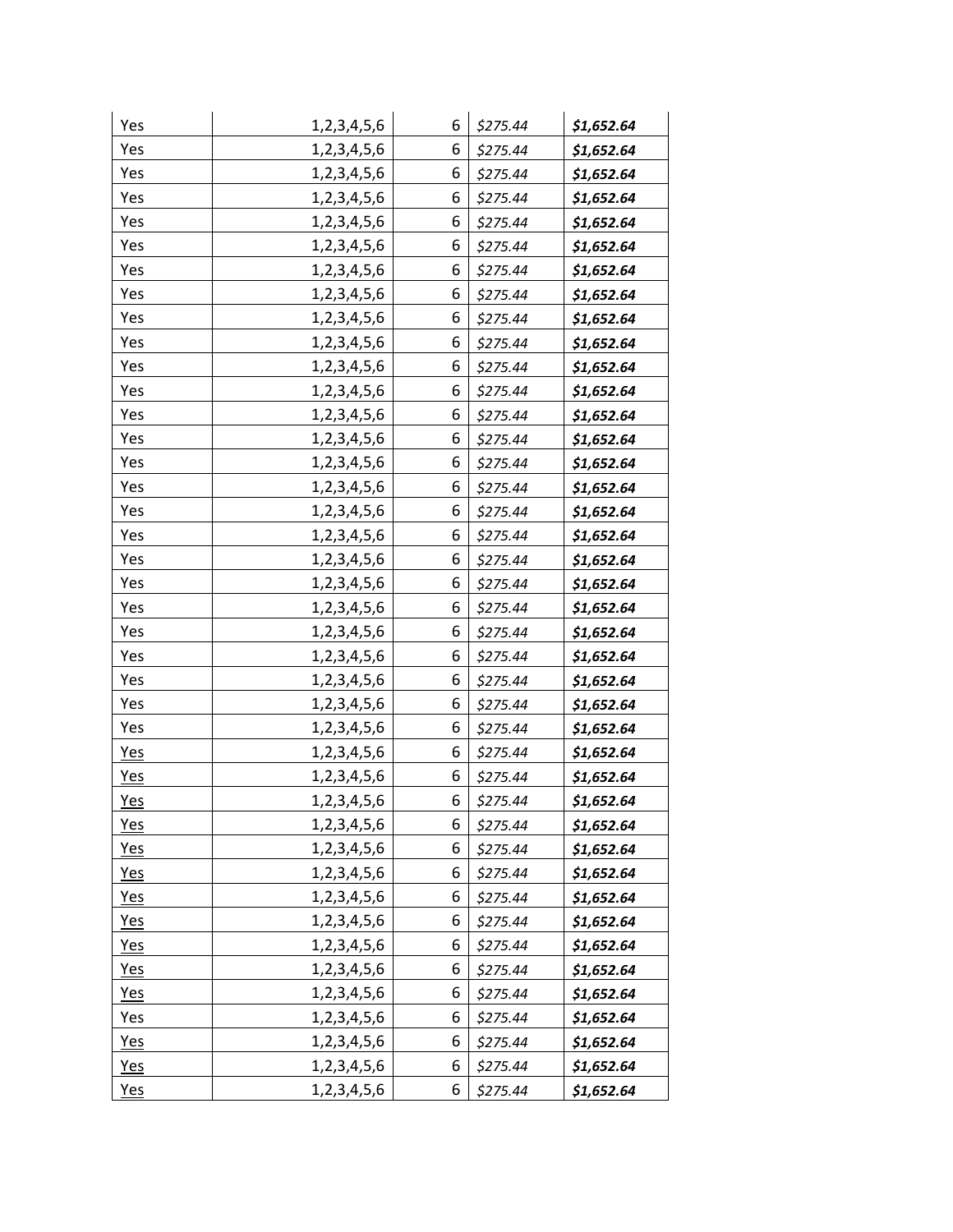| Yes | 1,2,3,4,5,6 | 6 | *$275.44* | ***$1,652.64*** |
|---|---|---|---|---|
| Yes | 1,2,3,4,5,6 | 6 | *$275.44* | ***$1,652.64*** |
| Yes | 1,2,3,4,5,6 | 6 | *$275.44* | ***$1,652.64*** |
| Yes | 1,2,3,4,5,6 | 6 | *$275.44* | ***$1,652.64*** |
| Yes | 1,2,3,4,5,6 | 6 | *$275.44* | ***$1,652.64*** |
| Yes | 1,2,3,4,5,6 | 6 | *$275.44* | ***$1,652.64*** |
| Yes | 1,2,3,4,5,6 | 6 | *$275.44* | ***$1,652.64*** |
| Yes | 1,2,3,4,5,6 | 6 | *$275.44* | ***$1,652.64*** |
| Yes | 1,2,3,4,5,6 | 6 | *$275.44* | ***$1,652.64*** |
| Yes | 1,2,3,4,5,6 | 6 | *$275.44* | ***$1,652.64*** |
| Yes | 1,2,3,4,5,6 | 6 | *$275.44* | ***$1,652.64*** |
| Yes | 1,2,3,4,5,6 | 6 | *$275.44* | ***$1,652.64*** |
| Yes | 1,2,3,4,5,6 | 6 | *$275.44* | ***$1,652.64*** |
| Yes | 1,2,3,4,5,6 | 6 | *$275.44* | ***$1,652.64*** |
| Yes | 1,2,3,4,5,6 | 6 | *$275.44* | ***$1,652.64*** |
| Yes | 1,2,3,4,5,6 | 6 | *$275.44* | ***$1,652.64*** |
| Yes | 1,2,3,4,5,6 | 6 | *$275.44* | ***$1,652.64*** |
| Yes | 1,2,3,4,5,6 | 6 | *$275.44* | ***$1,652.64*** |
| Yes | 1,2,3,4,5,6 | 6 | *$275.44* | ***$1,652.64*** |
| Yes | 1,2,3,4,5,6 | 6 | *$275.44* | ***$1,652.64*** |
| Yes | 1,2,3,4,5,6 | 6 | *$275.44* | ***$1,652.64*** |
| Yes | 1,2,3,4,5,6 | 6 | *$275.44* | ***$1,652.64*** |
| Yes | 1,2,3,4,5,6 | 6 | *$275.44* | ***$1,652.64*** |
| Yes | 1,2,3,4,5,6 | 6 | *$275.44* | ***$1,652.64*** |
| Yes | 1,2,3,4,5,6 | 6 | *$275.44* | ***$1,652.64*** |
| Yes | 1,2,3,4,5,6 | 6 | *$275.44* | ***$1,652.64*** |
| Yes | 1,2,3,4,5,6 | 6 | *$275.44* | ***$1,652.64*** |
| Yes | 1,2,3,4,5,6 | 6 | *$275.44* | ***$1,652.64*** |
| Yes | 1,2,3,4,5,6 | 6 | *$275.44* | ***$1,652.64*** |
| Yes | 1,2,3,4,5,6 | 6 | *$275.44* | ***$1,652.64*** |
| Yes | 1,2,3,4,5,6 | 6 | *$275.44* | ***$1,652.64*** |
| Yes | 1,2,3,4,5,6 | 6 | *$275.44* | ***$1,652.64*** |
| Yes | 1,2,3,4,5,6 | 6 | *$275.44* | ***$1,652.64*** |
| Yes | 1,2,3,4,5,6 | 6 | *$275.44* | ***$1,652.64*** |
| Yes | 1,2,3,4,5,6 | 6 | *$275.44* | ***$1,652.64*** |
| Yes | 1,2,3,4,5,6 | 6 | *$275.44* | ***$1,652.64*** |
| Yes | 1,2,3,4,5,6 | 6 | *$275.44* | ***$1,652.64*** |
| Yes | 1,2,3,4,5,6 | 6 | *$275.44* | ***$1,652.64*** |
| Yes | 1,2,3,4,5,6 | 6 | *$275.44* | ***$1,652.64*** |
| Yes | 1,2,3,4,5,6 | 6 | *$275.44* | ***$1,652.64*** |
| Yes | 1,2,3,4,5,6 | 6 | *$275.44* | ***$1,652.64*** |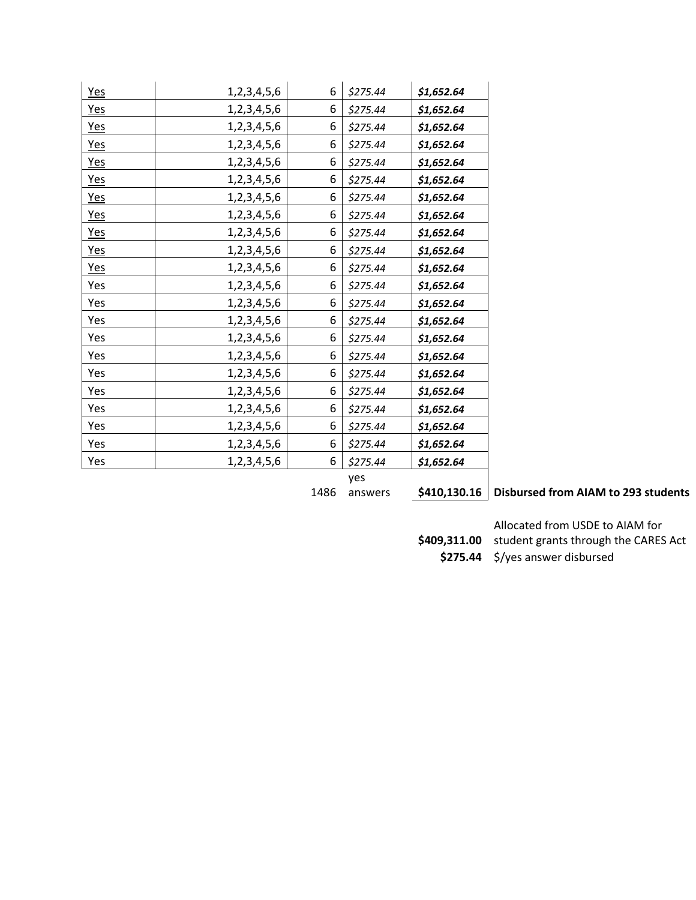| | | | | | |
|---|---|---|---|---|---|
| Yes | 1,2,3,4,5,6 | 6 | *$275.44* | ***$1,652.64*** | |
| Yes | 1,2,3,4,5,6 | 6 | *$275.44* | ***$1,652.64*** | |
| Yes | 1,2,3,4,5,6 | 6 | *$275.44* | ***$1,652.64*** | |
| Yes | 1,2,3,4,5,6 | 6 | *$275.44* | ***$1,652.64*** | |
| Yes | 1,2,3,4,5,6 | 6 | *$275.44* | ***$1,652.64*** | |
| Yes | 1,2,3,4,5,6 | 6 | *$275.44* | ***$1,652.64*** | |
| Yes | 1,2,3,4,5,6 | 6 | *$275.44* | ***$1,652.64*** | |
| Yes | 1,2,3,4,5,6 | 6 | *$275.44* | ***$1,652.64*** | |
| Yes | 1,2,3,4,5,6 | 6 | *$275.44* | ***$1,652.64*** | |
| Yes | 1,2,3,4,5,6 | 6 | *$275.44* | ***$1,652.64*** | |
| Yes | 1,2,3,4,5,6 | 6 | *$275.44* | ***$1,652.64*** | |
| Yes | 1,2,3,4,5,6 | 6 | *$275.44* | ***$1,652.64*** | |
| Yes | 1,2,3,4,5,6 | 6 | *$275.44* | ***$1,652.64*** | |
| Yes | 1,2,3,4,5,6 | 6 | *$275.44* | ***$1,652.64*** | |
| Yes | 1,2,3,4,5,6 | 6 | *$275.44* | ***$1,652.64*** | |
| Yes | 1,2,3,4,5,6 | 6 | *$275.44* | ***$1,652.64*** | |
| Yes | 1,2,3,4,5,6 | 6 | *$275.44* | ***$1,652.64*** | |
| Yes | 1,2,3,4,5,6 | 6 | *$275.44* | ***$1,652.64*** | |
| Yes | 1,2,3,4,5,6 | 6 | *$275.44* | ***$1,652.64*** | |
| Yes | 1,2,3,4,5,6 | 6 | *$275.44* | ***$1,652.64*** | |
| Yes | 1,2,3,4,5,6 | 6 | *$275.44* | ***$1,652.64*** | |
| Yes | 1,2,3,4,5,6 | 6 | *$275.44* | ***$1,652.64*** | |
| | | 1486 | yes answers | **$410,130.16** | **Disbursed from AIAM to 293 students** |

**$409,311.00** Allocated from USDE to AIAM for student grants through the CARES Act

**$275.44** $/yes answer disbursed